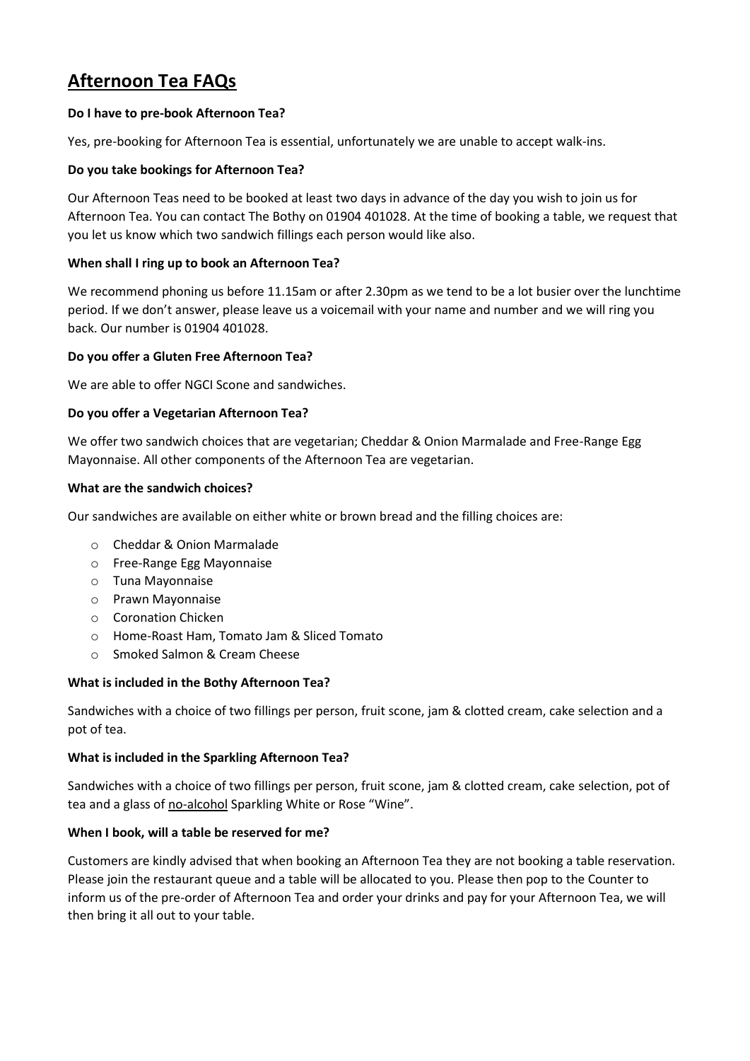# Afternoon Tea FAQs

**Do I have to pre-book Afternoon Tea?**

Yes, pre-booking for Afternoon Tea is essential, unfortunately we are unable to accept walk-ins.

**Do you take bookings for Afternoon Tea?**

Our Afternoon Teas need to be booked at least two days in advance of the day you wish to join us for Afternoon Tea. You can contact The Bothy on 01904 401028. At the time of booking a table, we request that you let us know which two sandwich fillings each person would like also.

**When shall I ring up to book an Afternoon Tea?**

We recommend phoning us before 11.15am or after 2.30pm as we tend to be a lot busier over the lunchtime period. If we don't answer, please leave us a voicemail with your name and number and we will ring you back. Our number is 01904 401028.

**Do you offer a Gluten Free Afternoon Tea?**

We are able to offer NGCI Scone and sandwiches.

**Do you offer a Vegetarian Afternoon Tea?**

We offer two sandwich choices that are vegetarian; Cheddar & Onion Marmalade and Free-Range Egg Mayonnaise. All other components of the Afternoon Tea are vegetarian.

**What are the sandwich choices?**

Our sandwiches are available on either white or brown bread and the filling choices are:

- Cheddar & Onion Marmalade
- Free-Range Egg Mayonnaise
- Tuna Mayonnaise
- Prawn Mayonnaise
- Coronation Chicken
- Home-Roast Ham, Tomato Jam & Sliced Tomato
- Smoked Salmon & Cream Cheese

**What is included in the Bothy Afternoon Tea?**

Sandwiches with a choice of two fillings per person, fruit scone, jam & clotted cream, cake selection and a pot of tea.

**What is included in the Sparkling Afternoon Tea?**

Sandwiches with a choice of two fillings per person, fruit scone, jam & clotted cream, cake selection, pot of tea and a glass of no-alcohol Sparkling White or Rose "Wine".

**When I book, will a table be reserved for me?**

Customers are kindly advised that when booking an Afternoon Tea they are not booking a table reservation. Please join the restaurant queue and a table will be allocated to you. Please then pop to the Counter to inform us of the pre-order of Afternoon Tea and order your drinks and pay for your Afternoon Tea, we will then bring it all out to your table.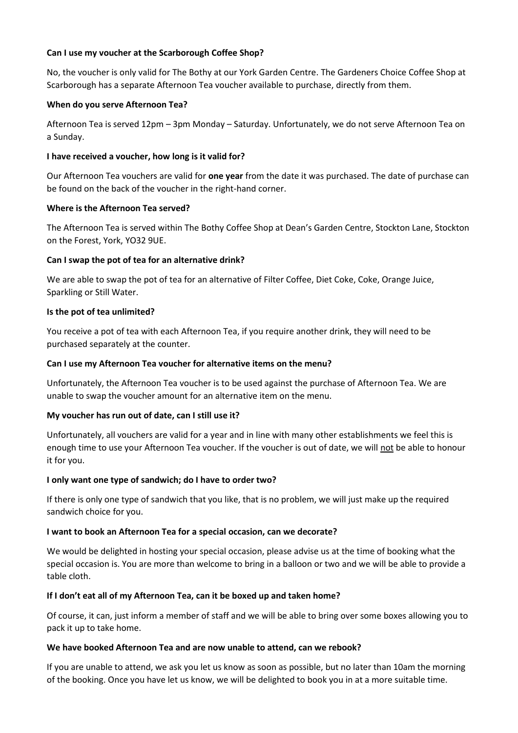**Can I use my voucher at the Scarborough Coffee Shop?**

No, the voucher is only valid for The Bothy at our York Garden Centre. The Gardeners Choice Coffee Shop at Scarborough has a separate Afternoon Tea voucher available to purchase, directly from them.

**When do you serve Afternoon Tea?**

Afternoon Tea is served 12pm – 3pm Monday – Saturday. Unfortunately, we do not serve Afternoon Tea on a Sunday.

**I have received a voucher, how long is it valid for?**

Our Afternoon Tea vouchers are valid for **one year** from the date it was purchased. The date of purchase can be found on the back of the voucher in the right-hand corner.

**Where is the Afternoon Tea served?**

The Afternoon Tea is served within The Bothy Coffee Shop at Dean's Garden Centre, Stockton Lane, Stockton on the Forest, York, YO32 9UE.

**Can I swap the pot of tea for an alternative drink?**

We are able to swap the pot of tea for an alternative of Filter Coffee, Diet Coke, Coke, Orange Juice, Sparkling or Still Water.

**Is the pot of tea unlimited?**

You receive a pot of tea with each Afternoon Tea, if you require another drink, they will need to be purchased separately at the counter.

**Can I use my Afternoon Tea voucher for alternative items on the menu?**

Unfortunately, the Afternoon Tea voucher is to be used against the purchase of Afternoon Tea. We are unable to swap the voucher amount for an alternative item on the menu.

**My voucher has run out of date, can I still use it?**

Unfortunately, all vouchers are valid for a year and in line with many other establishments we feel this is enough time to use your Afternoon Tea voucher. If the voucher is out of date, we will <u>not</u> be able to honour it for you.

**I only want one type of sandwich; do I have to order two?**

If there is only one type of sandwich that you like, that is no problem, we will just make up the required sandwich choice for you.

**I want to book an Afternoon Tea for a special occasion, can we decorate?**

We would be delighted in hosting your special occasion, please advise us at the time of booking what the special occasion is. You are more than welcome to bring in a balloon or two and we will be able to provide a table cloth.

**If I don't eat all of my Afternoon Tea, can it be boxed up and taken home?**

Of course, it can, just inform a member of staff and we will be able to bring over some boxes allowing you to pack it up to take home.

**We have booked Afternoon Tea and are now unable to attend, can we rebook?**

If you are unable to attend, we ask you let us know as soon as possible, but no later than 10am the morning of the booking. Once you have let us know, we will be delighted to book you in at a more suitable time.